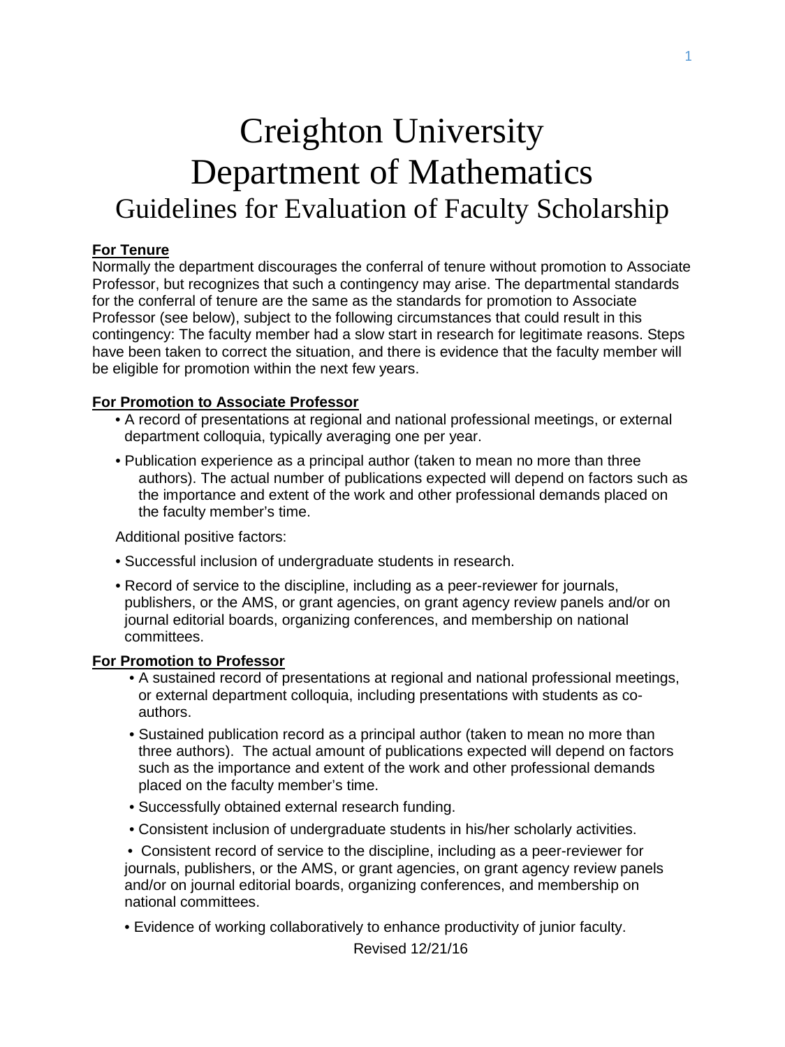# Creighton University
# Department of Mathematics
## Guidelines for Evaluation of Faculty Scholarship

**For Tenure**

Normally the department discourages the conferral of tenure without promotion to Associate Professor, but recognizes that such a contingency may arise. The departmental standards for the conferral of tenure are the same as the standards for promotion to Associate Professor (see below), subject to the following circumstances that could result in this contingency: The faculty member had a slow start in research for legitimate reasons. Steps have been taken to correct the situation, and there is evidence that the faculty member will be eligible for promotion within the next few years.

**For Promotion to Associate Professor**

- A record of presentations at regional and national professional meetings, or external department colloquia, typically averaging one per year.
- Publication experience as a principal author (taken to mean no more than three authors). The actual number of publications expected will depend on factors such as the importance and extent of the work and other professional demands placed on the faculty member's time.

Additional positive factors:

- Successful inclusion of undergraduate students in research.
- Record of service to the discipline, including as a peer-reviewer for journals, publishers, or the AMS, or grant agencies, on grant agency review panels and/or on journal editorial boards, organizing conferences, and membership on national committees.

**For Promotion to Professor**

- A sustained record of presentations at regional and national professional meetings, or external department colloquia, including presentations with students as co-authors.
- Sustained publication record as a principal author (taken to mean no more than three authors). The actual amount of publications expected will depend on factors such as the importance and extent of the work and other professional demands placed on the faculty member's time.
- Successfully obtained external research funding.
- Consistent inclusion of undergraduate students in his/her scholarly activities.
- Consistent record of service to the discipline, including as a peer-reviewer for journals, publishers, or the AMS, or grant agencies, on grant agency review panels and/or on journal editorial boards, organizing conferences, and membership on national committees.
- Evidence of working collaboratively to enhance productivity of junior faculty.

Revised 12/21/16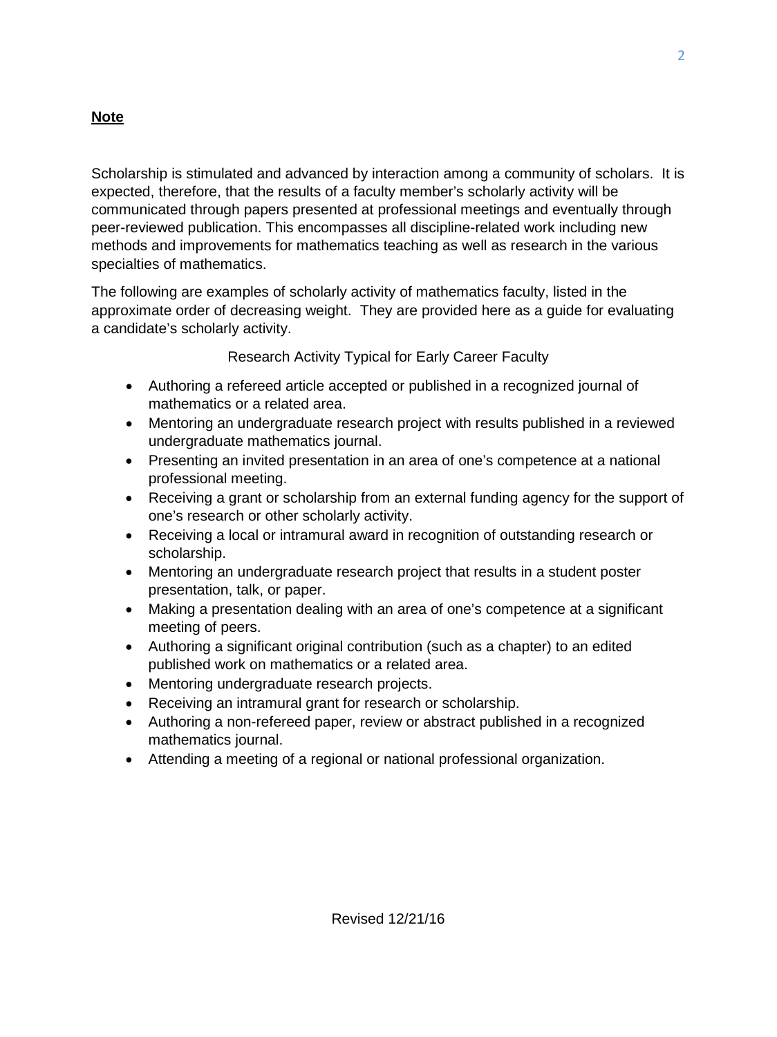**Note**

Scholarship is stimulated and advanced by interaction among a community of scholars. It is expected, therefore, that the results of a faculty member's scholarly activity will be communicated through papers presented at professional meetings and eventually through peer-reviewed publication. This encompasses all discipline-related work including new methods and improvements for mathematics teaching as well as research in the various specialties of mathematics.

The following are examples of scholarly activity of mathematics faculty, listed in the approximate order of decreasing weight. They are provided here as a guide for evaluating a candidate's scholarly activity.

Research Activity Typical for Early Career Faculty

- Authoring a refereed article accepted or published in a recognized journal of mathematics or a related area.
- Mentoring an undergraduate research project with results published in a reviewed undergraduate mathematics journal.
- Presenting an invited presentation in an area of one's competence at a national professional meeting.
- Receiving a grant or scholarship from an external funding agency for the support of one's research or other scholarly activity.
- Receiving a local or intramural award in recognition of outstanding research or scholarship.
- Mentoring an undergraduate research project that results in a student poster presentation, talk, or paper.
- Making a presentation dealing with an area of one's competence at a significant meeting of peers.
- Authoring a significant original contribution (such as a chapter) to an edited published work on mathematics or a related area.
- Mentoring undergraduate research projects.
- Receiving an intramural grant for research or scholarship.
- Authoring a non-refereed paper, review or abstract published in a recognized mathematics journal.
- Attending a meeting of a regional or national professional organization.

Revised 12/21/16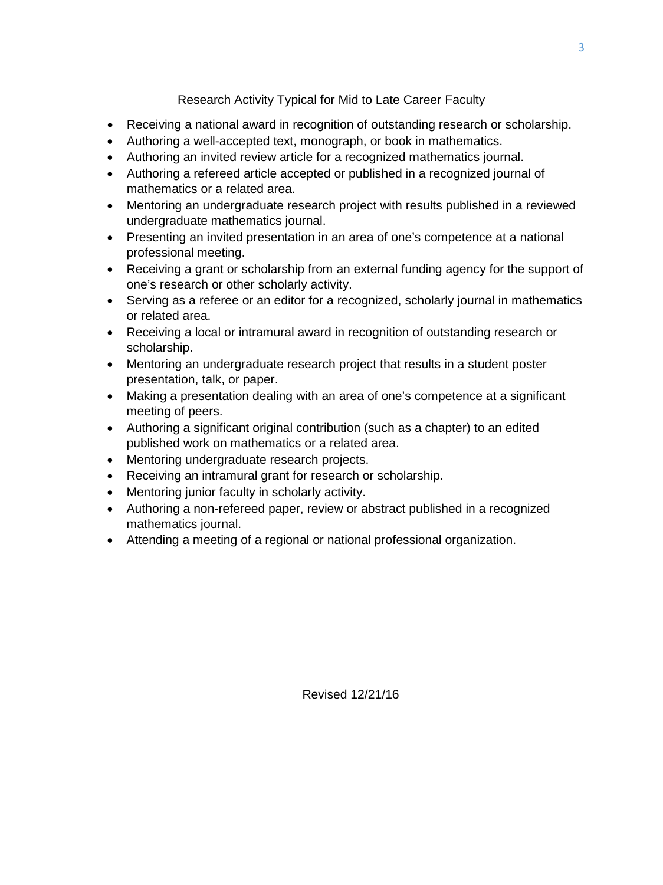## Research Activity Typical for Mid to Late Career Faculty

- Receiving a national award in recognition of outstanding research or scholarship.
- Authoring a well-accepted text, monograph, or book in mathematics.
- Authoring an invited review article for a recognized mathematics journal.
- Authoring a refereed article accepted or published in a recognized journal of mathematics or a related area.
- Mentoring an undergraduate research project with results published in a reviewed undergraduate mathematics journal.
- Presenting an invited presentation in an area of one's competence at a national professional meeting.
- Receiving a grant or scholarship from an external funding agency for the support of one's research or other scholarly activity.
- Serving as a referee or an editor for a recognized, scholarly journal in mathematics or related area.
- Receiving a local or intramural award in recognition of outstanding research or scholarship.
- Mentoring an undergraduate research project that results in a student poster presentation, talk, or paper.
- Making a presentation dealing with an area of one's competence at a significant meeting of peers.
- Authoring a significant original contribution (such as a chapter) to an edited published work on mathematics or a related area.
- Mentoring undergraduate research projects.
- Receiving an intramural grant for research or scholarship.
- Mentoring junior faculty in scholarly activity.
- Authoring a non-refereed paper, review or abstract published in a recognized mathematics journal.
- Attending a meeting of a regional or national professional organization.

Revised 12/21/16